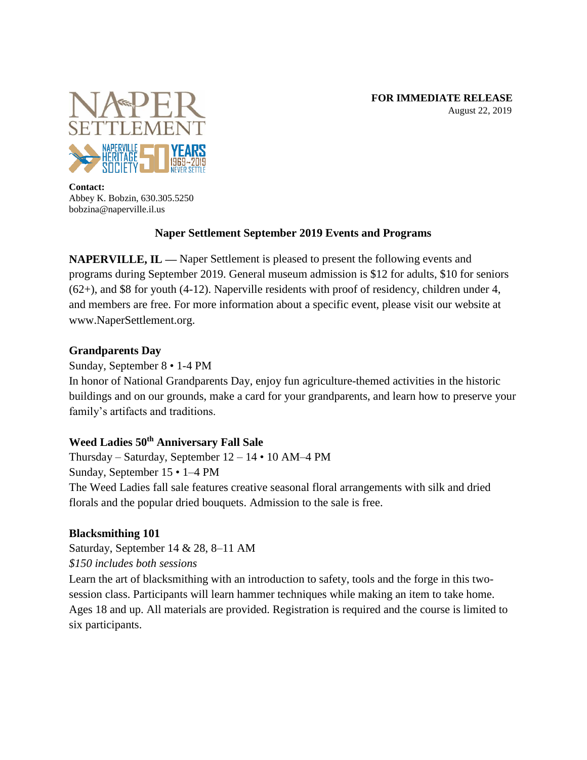**FOR IMMEDIATE RELEASE**
August 22, 2019

**Contact:**
Abbey K. Bobzin, 630.305.5250
bobzina@naperville.il.us

## Naper Settlement September 2019 Events and Programs

**NAPERVILLE, IL —** Naper Settlement is pleased to present the following events and programs during September 2019. General museum admission is $12 for adults, $10 for seniors (62+), and $8 for youth (4-12). Naperville residents with proof of residency, children under 4, and members are free. For more information about a specific event, please visit our website at www.NaperSettlement.org.

### Grandparents Day

Sunday, September 8 • 1-4 PM

In honor of National Grandparents Day, enjoy fun agriculture-themed activities in the historic buildings and on our grounds, make a card for your grandparents, and learn how to preserve your family's artifacts and traditions.

### Weed Ladies 50th Anniversary Fall Sale

Thursday – Saturday, September 12 – 14 • 10 AM–4 PM
Sunday, September 15 • 1–4 PM

The Weed Ladies fall sale features creative seasonal floral arrangements with silk and dried florals and the popular dried bouquets. Admission to the sale is free.

### Blacksmithing 101

Saturday, September 14 & 28, 8–11 AM
*$150 includes both sessions*

Learn the art of blacksmithing with an introduction to safety, tools and the forge in this two-session class. Participants will learn hammer techniques while making an item to take home. Ages 18 and up. All materials are provided. Registration is required and the course is limited to six participants.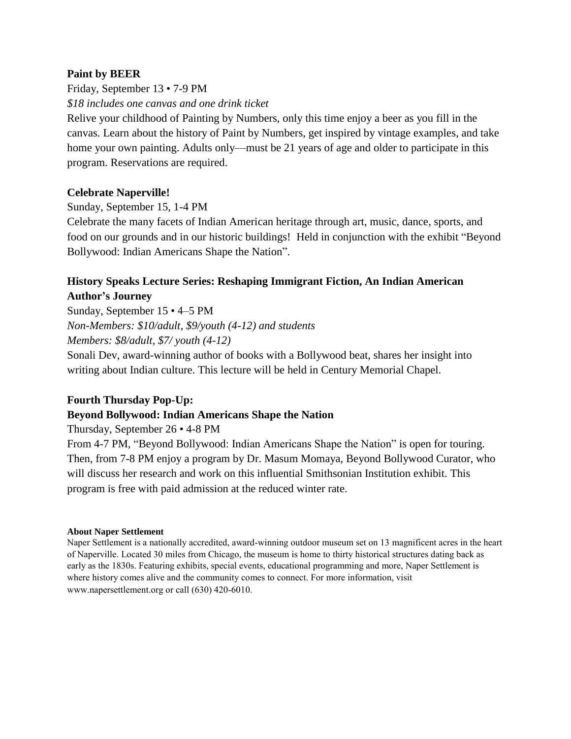**Paint by BEER**

Friday, September 13 • 7-9 PM

*$18 includes one canvas and one drink ticket*

Relive your childhood of Painting by Numbers, only this time enjoy a beer as you fill in the canvas. Learn about the history of Paint by Numbers, get inspired by vintage examples, and take home your own painting. Adults only—must be 21 years of age and older to participate in this program. Reservations are required.

**Celebrate Naperville!**

Sunday, September 15, 1-4 PM

Celebrate the many facets of Indian American heritage through art, music, dance, sports, and food on our grounds and in our historic buildings! Held in conjunction with the exhibit "Beyond Bollywood: Indian Americans Shape the Nation".

**History Speaks Lecture Series: Reshaping Immigrant Fiction, An Indian American Author's Journey**

Sunday, September 15 • 4–5 PM

*Non-Members: $10/adult, $9/youth (4-12) and students*

*Members: $8/adult, $7/ youth (4-12)*

Sonali Dev, award-winning author of books with a Bollywood beat, shares her insight into writing about Indian culture. This lecture will be held in Century Memorial Chapel.

**Fourth Thursday Pop-Up:**
**Beyond Bollywood: Indian Americans Shape the Nation**

Thursday, September 26 • 4-8 PM

From 4-7 PM, "Beyond Bollywood: Indian Americans Shape the Nation" is open for touring. Then, from 7-8 PM enjoy a program by Dr. Masum Momaya, Beyond Bollywood Curator, who will discuss her research and work on this influential Smithsonian Institution exhibit. This program is free with paid admission at the reduced winter rate.

**About Naper Settlement**

Naper Settlement is a nationally accredited, award-winning outdoor museum set on 13 magnificent acres in the heart of Naperville. Located 30 miles from Chicago, the museum is home to thirty historical structures dating back as early as the 1830s. Featuring exhibits, special events, educational programming and more, Naper Settlement is where history comes alive and the community comes to connect. For more information, visit www.napersettlement.org or call (630) 420-6010.